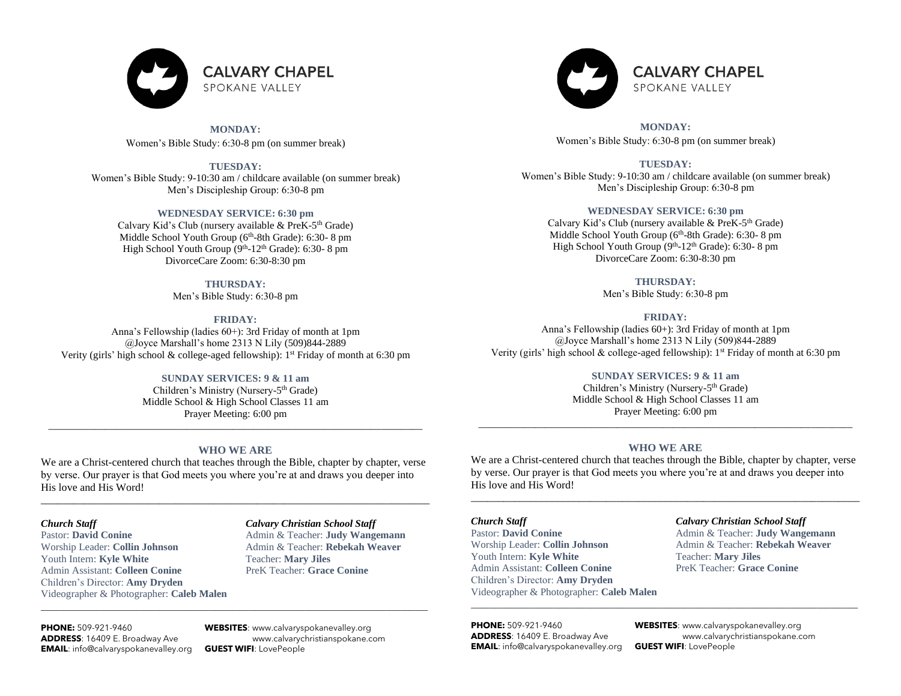# CALVARY CHAPEL
SPOKANE VALLEY

**MONDAY:**
Women's Bible Study: 6:30-8 pm (on summer break)

**TUESDAY:**
Women's Bible Study: 9-10:30 am / childcare available (on summer break)
Men's Discipleship Group: 6:30-8 pm

**WEDNESDAY SERVICE: 6:30 pm**
Calvary Kid's Club (nursery available & PreK-5th Grade)
Middle School Youth Group (6th-8th Grade): 6:30- 8 pm
High School Youth Group (9th-12th Grade): 6:30- 8 pm
DivorceCare Zoom: 6:30-8:30 pm

**THURSDAY:**
Men's Bible Study: 6:30-8 pm

**FRIDAY:**
Anna's Fellowship (ladies 60+): 3rd Friday of month at 1pm
@Joyce Marshall's home 2313 N Lily (509)844-2889
Verity (girls' high school & college-aged fellowship): 1st Friday of month at 6:30 pm

**SUNDAY SERVICES: 9 & 11 am**
Children's Ministry (Nursery-5th Grade)
Middle School & High School Classes 11 am
Prayer Meeting: 6:00 pm

---

## WHO WE ARE

We are a Christ-centered church that teaches through the Bible, chapter by chapter, verse by verse. Our prayer is that God meets you where you're at and draws you deeper into His love and His Word!

---

***Church Staff***
Pastor: **David Conine**
Worship Leader: **Collin Johnson**
Youth Intern: **Kyle White**
Admin Assistant: **Colleen Conine**
Children's Director: **Amy Dryden**
Videographer & Photographer: **Caleb Malen**

***Calvary Christian School Staff***
Admin & Teacher: **Judy Wangemann**
Admin & Teacher: **Rebekah Weaver**
Teacher: **Mary Jiles**
PreK Teacher: **Grace Conine**

---

**PHONE:** 509-921-9460
**ADDRESS**: 16409 E. Broadway Ave
**EMAIL**: info@calvaryspokanevalley.org
**WEBSITES**: www.calvaryspokanevalley.org
www.calvarychristianspokane.com
**GUEST WIFI**: LovePeople

# CALVARY CHAPEL
SPOKANE VALLEY

**MONDAY:**
Women's Bible Study: 6:30-8 pm (on summer break)

**TUESDAY:**
Women's Bible Study: 9-10:30 am / childcare available (on summer break)
Men's Discipleship Group: 6:30-8 pm

**WEDNESDAY SERVICE: 6:30 pm**
Calvary Kid's Club (nursery available & PreK-5th Grade)
Middle School Youth Group (6th-8th Grade): 6:30- 8 pm
High School Youth Group (9th-12th Grade): 6:30- 8 pm
DivorceCare Zoom: 6:30-8:30 pm

**THURSDAY:**
Men's Bible Study: 6:30-8 pm

**FRIDAY:**
Anna's Fellowship (ladies 60+): 3rd Friday of month at 1pm
@Joyce Marshall's home 2313 N Lily (509)844-2889
Verity (girls' high school & college-aged fellowship): 1st Friday of month at 6:30 pm

**SUNDAY SERVICES: 9 & 11 am**
Children's Ministry (Nursery-5th Grade)
Middle School & High School Classes 11 am
Prayer Meeting: 6:00 pm

---

## WHO WE ARE

We are a Christ-centered church that teaches through the Bible, chapter by chapter, verse by verse. Our prayer is that God meets you where you're at and draws you deeper into His love and His Word!

---

***Church Staff***
Pastor: **David Conine**
Worship Leader: **Collin Johnson**
Youth Intern: **Kyle White**
Admin Assistant: **Colleen Conine**
Children's Director: **Amy Dryden**
Videographer & Photographer: **Caleb Malen**

***Calvary Christian School Staff***
Admin & Teacher: **Judy Wangemann**
Admin & Teacher: **Rebekah Weaver**
Teacher: **Mary Jiles**
PreK Teacher: **Grace Conine**

---

**PHONE:** 509-921-9460
**ADDRESS**: 16409 E. Broadway Ave
**EMAIL**: info@calvaryspokanevalley.org
**WEBSITES**: www.calvaryspokanevalley.org
www.calvarychristianspokane.com
**GUEST WIFI**: LovePeople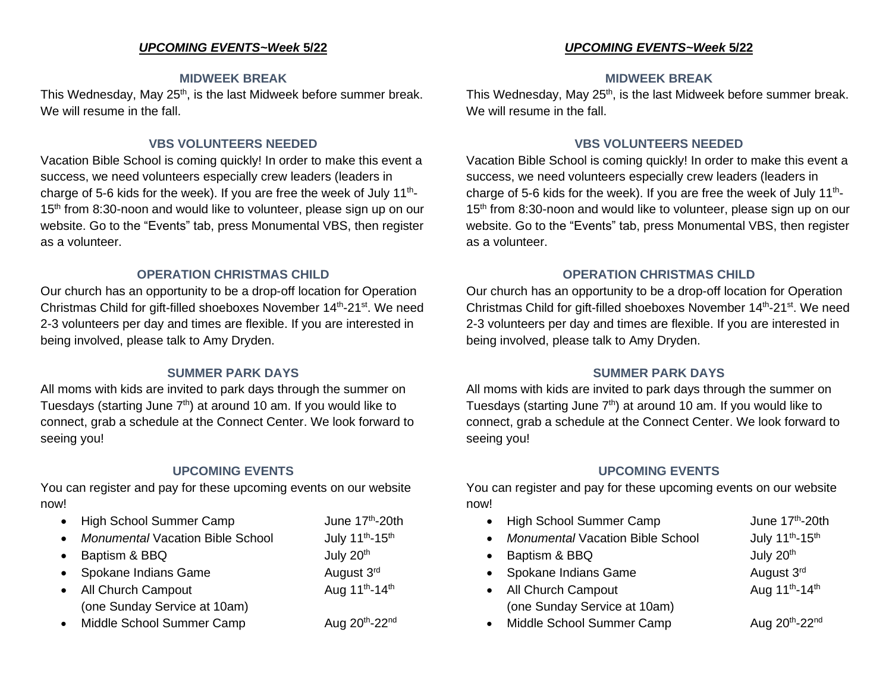## ***UPCOMING EVENTS~Week* 5/22**

### MIDWEEK BREAK

This Wednesday, May 25th, is the last Midweek before summer break. We will resume in the fall.

### VBS VOLUNTEERS NEEDED

Vacation Bible School is coming quickly! In order to make this event a success, we need volunteers especially crew leaders (leaders in charge of 5-6 kids for the week). If you are free the week of July 11th-15th from 8:30-noon and would like to volunteer, please sign up on our website. Go to the "Events" tab, press Monumental VBS, then register as a volunteer.

### OPERATION CHRISTMAS CHILD

Our church has an opportunity to be a drop-off location for Operation Christmas Child for gift-filled shoeboxes November 14th-21st. We need 2-3 volunteers per day and times are flexible. If you are interested in being involved, please talk to Amy Dryden.

### SUMMER PARK DAYS

All moms with kids are invited to park days through the summer on Tuesdays (starting June 7th) at around 10 am. If you would like to connect, grab a schedule at the Connect Center. We look forward to seeing you!

### UPCOMING EVENTS

You can register and pay for these upcoming events on our website now!

- High School Summer Camp — June 17th-20th
- *Monumental* Vacation Bible School — July 11th-15th
- Baptism & BBQ — July 20th
- Spokane Indians Game — August 3rd
- All Church Campout — Aug 11th-14th
  (one Sunday Service at 10am)
- Middle School Summer Camp — Aug 20th-22nd

## ***UPCOMING EVENTS~Week* 5/22**

### MIDWEEK BREAK

This Wednesday, May 25th, is the last Midweek before summer break. We will resume in the fall.

### VBS VOLUNTEERS NEEDED

Vacation Bible School is coming quickly! In order to make this event a success, we need volunteers especially crew leaders (leaders in charge of 5-6 kids for the week). If you are free the week of July 11th-15th from 8:30-noon and would like to volunteer, please sign up on our website. Go to the "Events" tab, press Monumental VBS, then register as a volunteer.

### OPERATION CHRISTMAS CHILD

Our church has an opportunity to be a drop-off location for Operation Christmas Child for gift-filled shoeboxes November 14th-21st. We need 2-3 volunteers per day and times are flexible. If you are interested in being involved, please talk to Amy Dryden.

### SUMMER PARK DAYS

All moms with kids are invited to park days through the summer on Tuesdays (starting June 7th) at around 10 am. If you would like to connect, grab a schedule at the Connect Center. We look forward to seeing you!

### UPCOMING EVENTS

You can register and pay for these upcoming events on our website now!

- High School Summer Camp — June 17th-20th
- *Monumental* Vacation Bible School — July 11th-15th
- Baptism & BBQ — July 20th
- Spokane Indians Game — August 3rd
- All Church Campout — Aug 11th-14th
  (one Sunday Service at 10am)
- Middle School Summer Camp — Aug 20th-22nd